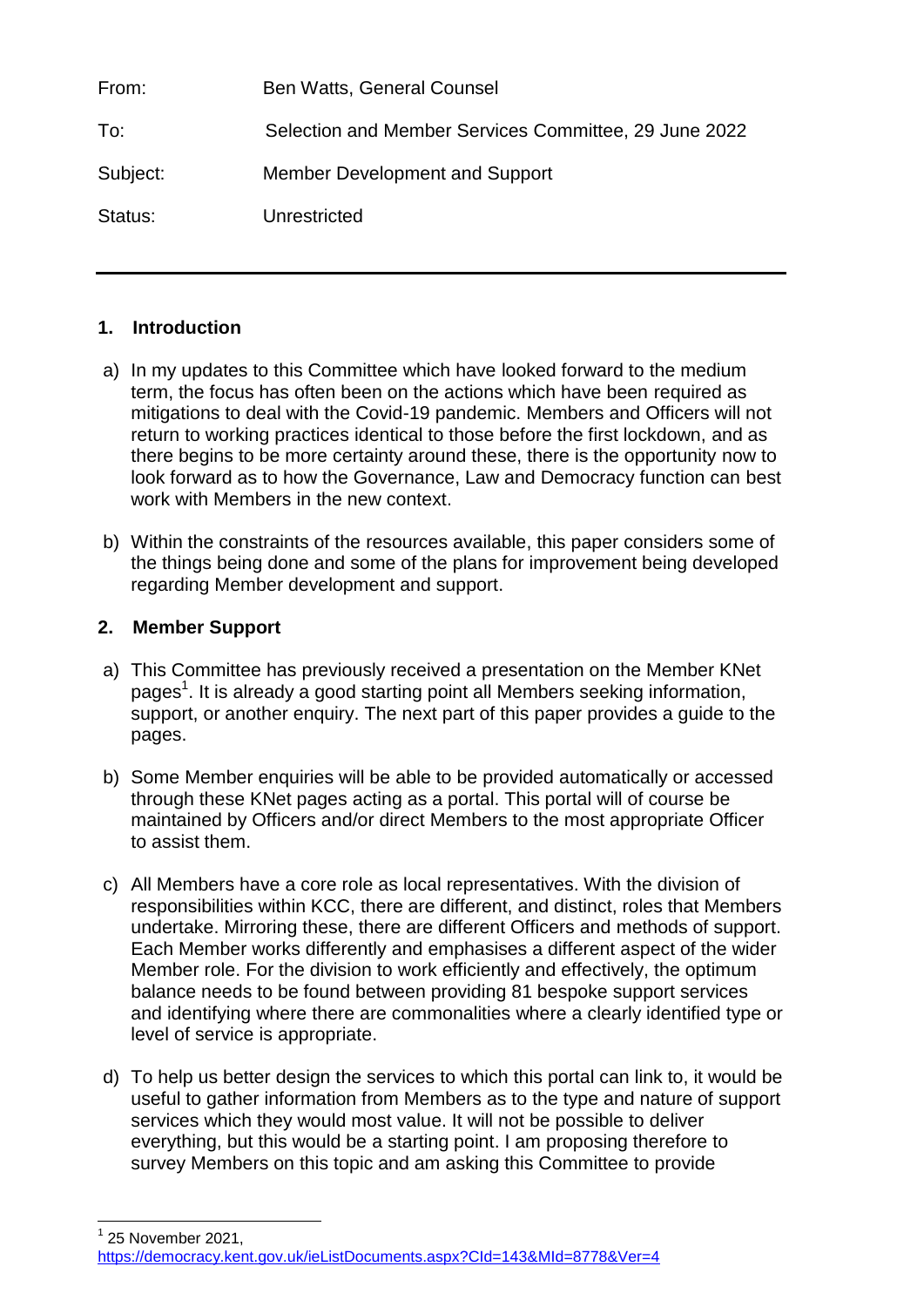| | |
|---|---|
| From: | Ben Watts, General Counsel |
| To: | Selection and Member Services Committee, 29 June 2022 |
| Subject: | Member Development and Support |
| Status: | Unrestricted |

---

## 1. Introduction

a) In my updates to this Committee which have looked forward to the medium term, the focus has often been on the actions which have been required as mitigations to deal with the Covid-19 pandemic. Members and Officers will not return to working practices identical to those before the first lockdown, and as there begins to be more certainty around these, there is the opportunity now to look forward as to how the Governance, Law and Democracy function can best work with Members in the new context.

b) Within the constraints of the resources available, this paper considers some of the things being done and some of the plans for improvement being developed regarding Member development and support.

## 2. Member Support

a) This Committee has previously received a presentation on the Member KNet pages[1]. It is already a good starting point all Members seeking information, support, or another enquiry. The next part of this paper provides a guide to the pages.

b) Some Member enquiries will be able to be provided automatically or accessed through these KNet pages acting as a portal. This portal will of course be maintained by Officers and/or direct Members to the most appropriate Officer to assist them.

c) All Members have a core role as local representatives. With the division of responsibilities within KCC, there are different, and distinct, roles that Members undertake. Mirroring these, there are different Officers and methods of support. Each Member works differently and emphasises a different aspect of the wider Member role. For the division to work efficiently and effectively, the optimum balance needs to be found between providing 81 bespoke support services and identifying where there are commonalities where a clearly identified type or level of service is appropriate.

d) To help us better design the services to which this portal can link to, it would be useful to gather information from Members as to the type and nature of support services which they would most value. It will not be possible to deliver everything, but this would be a starting point. I am proposing therefore to survey Members on this topic and am asking this Committee to provide

---

[1] 25 November 2021, https://democracy.kent.gov.uk/ieListDocuments.aspx?CId=143&MId=8778&Ver=4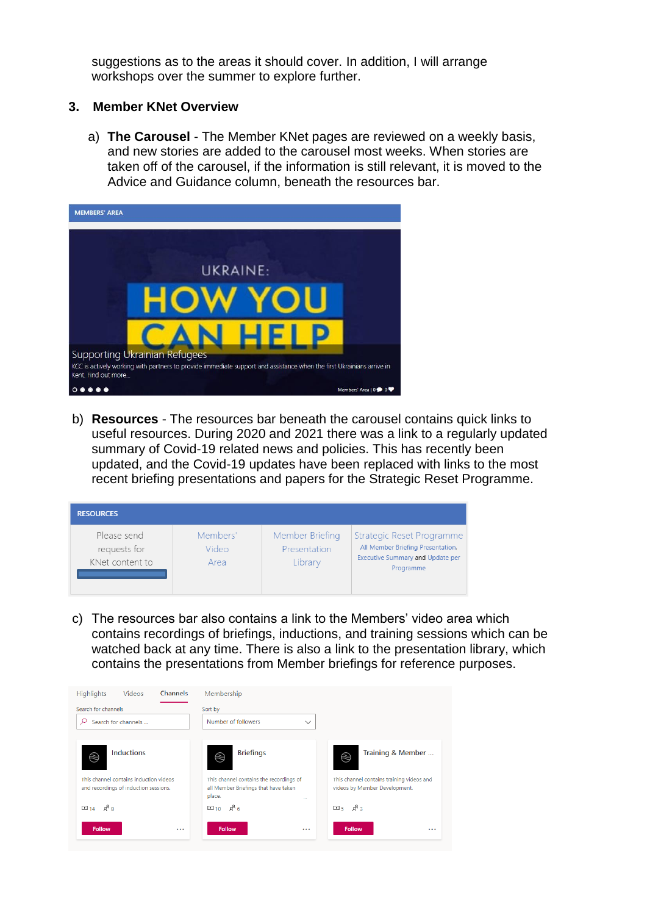suggestions as to the areas it should cover. In addition, I will arrange workshops over the summer to explore further.

## 3. Member KNet Overview

a) **The Carousel** - The Member KNet pages are reviewed on a weekly basis, and new stories are added to the carousel most weeks. When stories are taken off of the carousel, if the information is still relevant, it is moved to the Advice and Guidance column, beneath the resources bar.

MEMBERS' AREA

UKRAINE: HOW YOU CAN HELP

Supporting Ukrainian Refugees

KCC is actively working with partners to provide immediate support and assistance when the first Ukrainians arrive in Kent. Find out more...

Members' Area | 0 0

b) **Resources** - The resources bar beneath the carousel contains quick links to useful resources. During 2020 and 2021 there was a link to a regularly updated summary of Covid-19 related news and policies. This has recently been updated, and the Covid-19 updates have been replaced with links to the most recent briefing presentations and papers for the Strategic Reset Programme.

| RESOURCES | | | |
|---|---|---|---|
| Please send requests for KNet content to | Members' Video Area | Member Briefing Presentation Library | Strategic Reset Programme<br>All Member Briefing Presentation, Executive Summary and Update per Programme |

c) The resources bar also contains a link to the Members' video area which contains recordings of briefings, inductions, and training sessions which can be watched back at any time. There is also a link to the presentation library, which contains the presentations from Member briefings for reference purposes.

Highlights Videos Channels Membership

Search for channels — Search for channels ...

Sort by — Number of followers

| Inductions | Briefings | Training & Member ... |
|---|---|---|
| This channel contains induction videos and recordings of induction sessions. | This channel contains the recordings of all Member Briefings that have taken place. | This channel contains training videos and videos by Member Development. |
| 14 · 8 | 10 · 6 | 5 · 3 |
| Follow | Follow | Follow |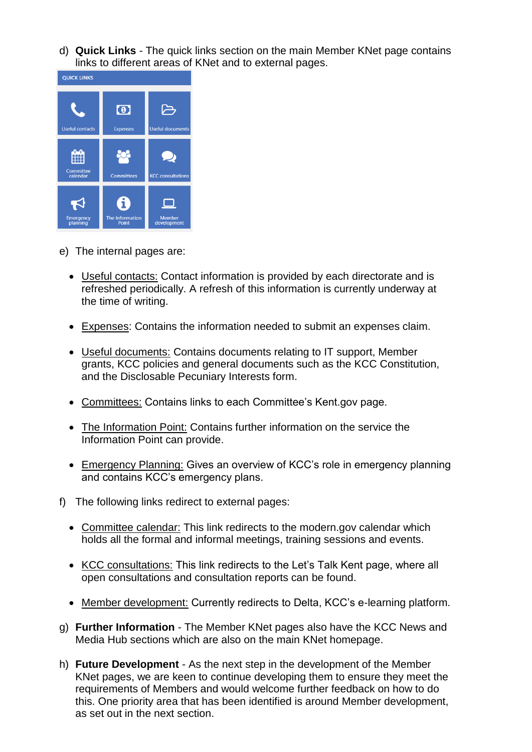d) **Quick Links** - The quick links section on the main Member KNet page contains links to different areas of KNet and to external pages.

QUICK LINKS

| | | |
|---|---|---|
| Useful contacts | Expenses | Useful documents |
| Committee calendar | Committees | KCC consultations |
| Emergency planning | The Information Point | Member development |

e) The internal pages are:

- Useful contacts: Contact information is provided by each directorate and is refreshed periodically. A refresh of this information is currently underway at the time of writing.

- Expenses: Contains the information needed to submit an expenses claim.

- Useful documents: Contains documents relating to IT support, Member grants, KCC policies and general documents such as the KCC Constitution, and the Disclosable Pecuniary Interests form.

- Committees: Contains links to each Committee's Kent.gov page.

- The Information Point: Contains further information on the service the Information Point can provide.

- Emergency Planning: Gives an overview of KCC's role in emergency planning and contains KCC's emergency plans.

f) The following links redirect to external pages:

- Committee calendar: This link redirects to the modern.gov calendar which holds all the formal and informal meetings, training sessions and events.

- KCC consultations: This link redirects to the Let's Talk Kent page, where all open consultations and consultation reports can be found.

- Member development: Currently redirects to Delta, KCC's e-learning platform.

g) **Further Information** - The Member KNet pages also have the KCC News and Media Hub sections which are also on the main KNet homepage.

h) **Future Development** - As the next step in the development of the Member KNet pages, we are keen to continue developing them to ensure they meet the requirements of Members and would welcome further feedback on how to do this. One priority area that has been identified is around Member development, as set out in the next section.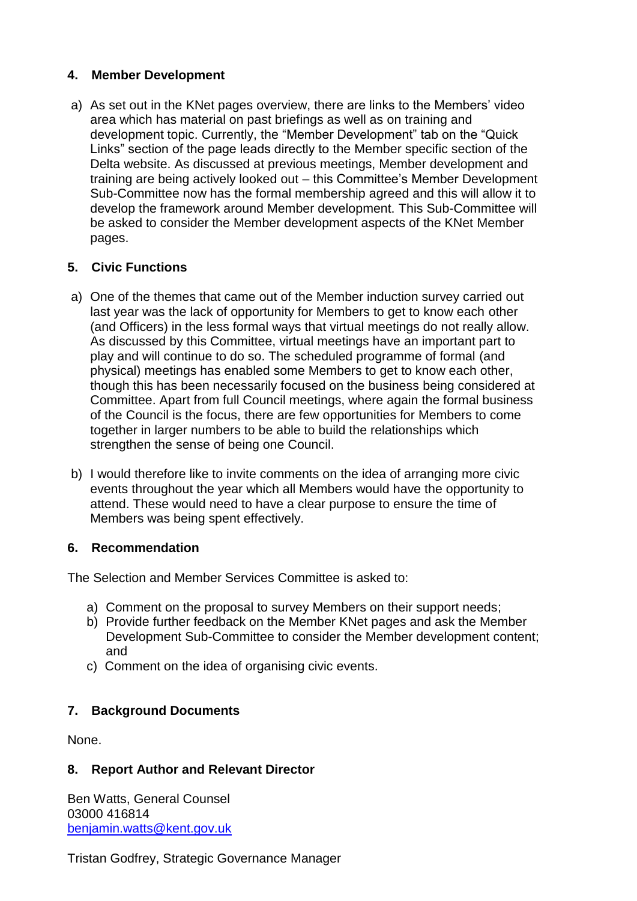## 4. Member Development

a) As set out in the KNet pages overview, there are links to the Members' video area which has material on past briefings as well as on training and development topic. Currently, the "Member Development" tab on the "Quick Links" section of the page leads directly to the Member specific section of the Delta website. As discussed at previous meetings, Member development and training are being actively looked out – this Committee's Member Development Sub-Committee now has the formal membership agreed and this will allow it to develop the framework around Member development. This Sub-Committee will be asked to consider the Member development aspects of the KNet Member pages.

## 5. Civic Functions

a) One of the themes that came out of the Member induction survey carried out last year was the lack of opportunity for Members to get to know each other (and Officers) in the less formal ways that virtual meetings do not really allow. As discussed by this Committee, virtual meetings have an important part to play and will continue to do so. The scheduled programme of formal (and physical) meetings has enabled some Members to get to know each other, though this has been necessarily focused on the business being considered at Committee. Apart from full Council meetings, where again the formal business of the Council is the focus, there are few opportunities for Members to come together in larger numbers to be able to build the relationships which strengthen the sense of being one Council.

b) I would therefore like to invite comments on the idea of arranging more civic events throughout the year which all Members would have the opportunity to attend. These would need to have a clear purpose to ensure the time of Members was being spent effectively.

## 6. Recommendation

The Selection and Member Services Committee is asked to:

a) Comment on the proposal to survey Members on their support needs;
b) Provide further feedback on the Member KNet pages and ask the Member Development Sub-Committee to consider the Member development content; and
c) Comment on the idea of organising civic events.

## 7. Background Documents

None.

## 8. Report Author and Relevant Director

Ben Watts, General Counsel
03000 416814
benjamin.watts@kent.gov.uk

Tristan Godfrey, Strategic Governance Manager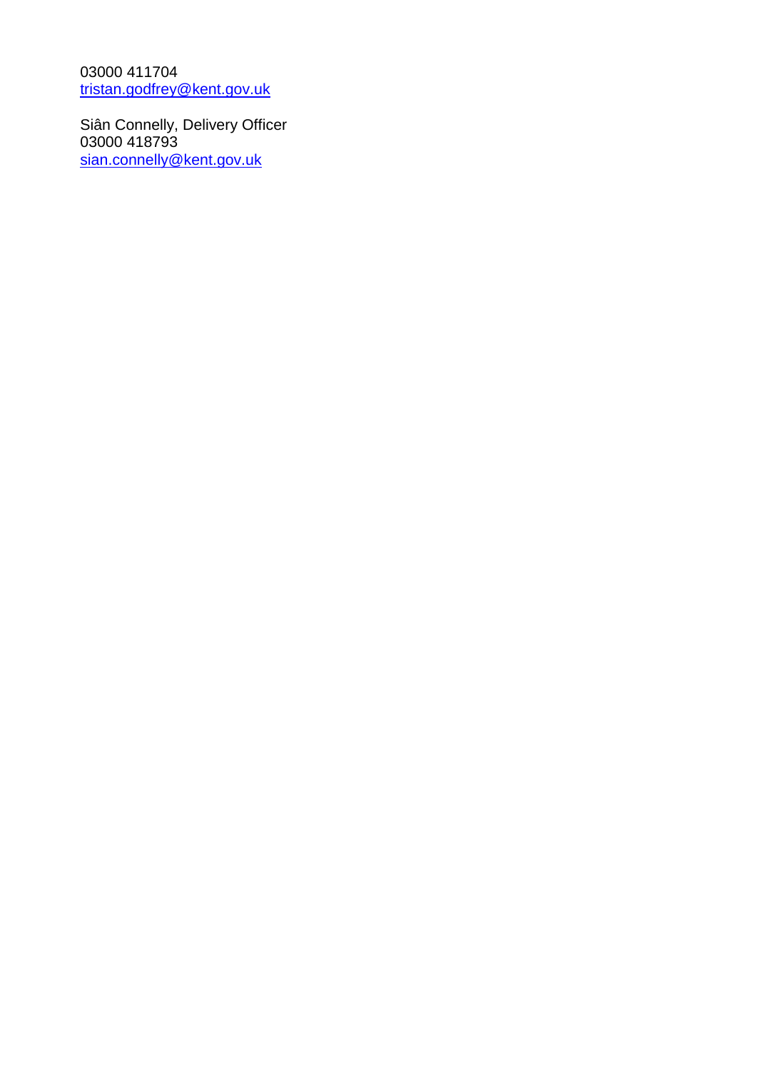03000 411704
[tristan.godfrey@kent.gov.uk](mailto:tristan.godfrey@kent.gov.uk)

Siân Connelly, Delivery Officer
03000 418793
[sian.connelly@kent.gov.uk](mailto:sian.connelly@kent.gov.uk)